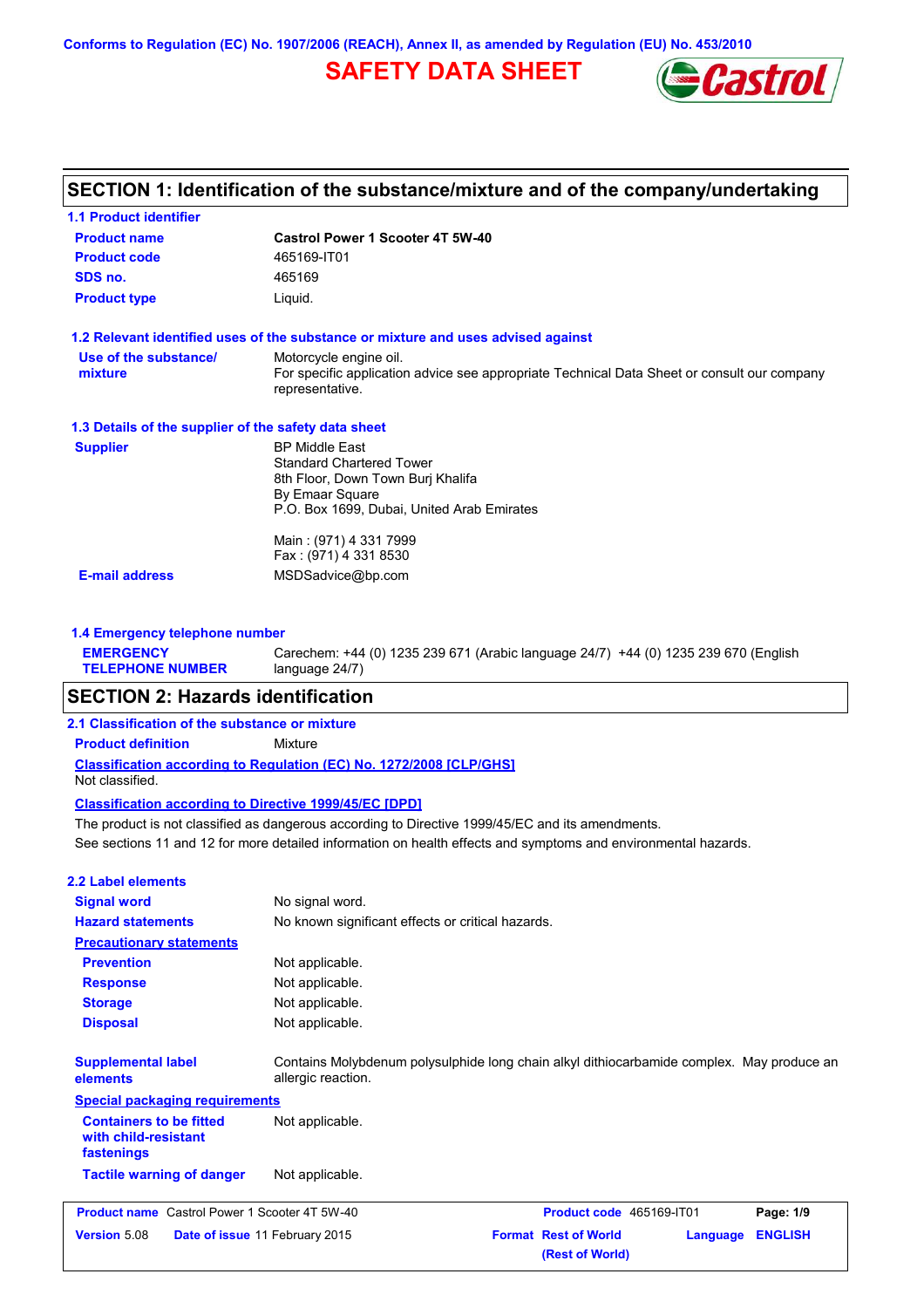Conforms to Regulation (EC) No. 1907/2006 (REACH), Annex II, as amended by Regulation (EU) No. 453/2010

# SAFETY DATA SHEET

Castrol

## SECTION 1: Identification of the substance/mixture and of the company/undertaking

### 1.1 Product identifier

| | |
|---|---|
| **Product name** | **Castrol Power 1 Scooter 4T 5W-40** |
| **Product code** | 465169-IT01 |
| **SDS no.** | 465169 |
| **Product type** | Liquid. |

### 1.2 Relevant identified uses of the substance or mixture and uses advised against

**Use of the substance/ mixture**
Motorcycle engine oil.
For specific application advice see appropriate Technical Data Sheet or consult our company representative.

### 1.3 Details of the supplier of the safety data sheet

**Supplier**
BP Middle East
Standard Chartered Tower
8th Floor, Down Town Burj Khalifa
By Emaar Square
P.O. Box 1699, Dubai, United Arab Emirates

Main : (971) 4 331 7999
Fax : (971) 4 331 8530

**E-mail address** MSDSadvice@bp.com

### 1.4 Emergency telephone number

**EMERGENCY TELEPHONE NUMBER** Carechem: +44 (0) 1235 239 671 (Arabic language 24/7) +44 (0) 1235 239 670 (English language 24/7)

## SECTION 2: Hazards identification

### 2.1 Classification of the substance or mixture

**Product definition** Mixture

**Classification according to Regulation (EC) No. 1272/2008 [CLP/GHS]**
Not classified.

**Classification according to Directive 1999/45/EC [DPD]**
The product is not classified as dangerous according to Directive 1999/45/EC and its amendments.
See sections 11 and 12 for more detailed information on health effects and symptoms and environmental hazards.

### 2.2 Label elements

| | |
|---|---|
| **Signal word** | No signal word. |
| **Hazard statements** | No known significant effects or critical hazards. |

**Precautionary statements**

| | |
|---|---|
| **Prevention** | Not applicable. |
| **Response** | Not applicable. |
| **Storage** | Not applicable. |
| **Disposal** | Not applicable. |

**Supplemental label elements** Contains Molybdenum polysulphide long chain alkyl dithiocarbamide complex. May produce an allergic reaction.

**Special packaging requirements**

| | |
|---|---|
| **Containers to be fitted with child-resistant fastenings** | Not applicable. |
| **Tactile warning of danger** | Not applicable. |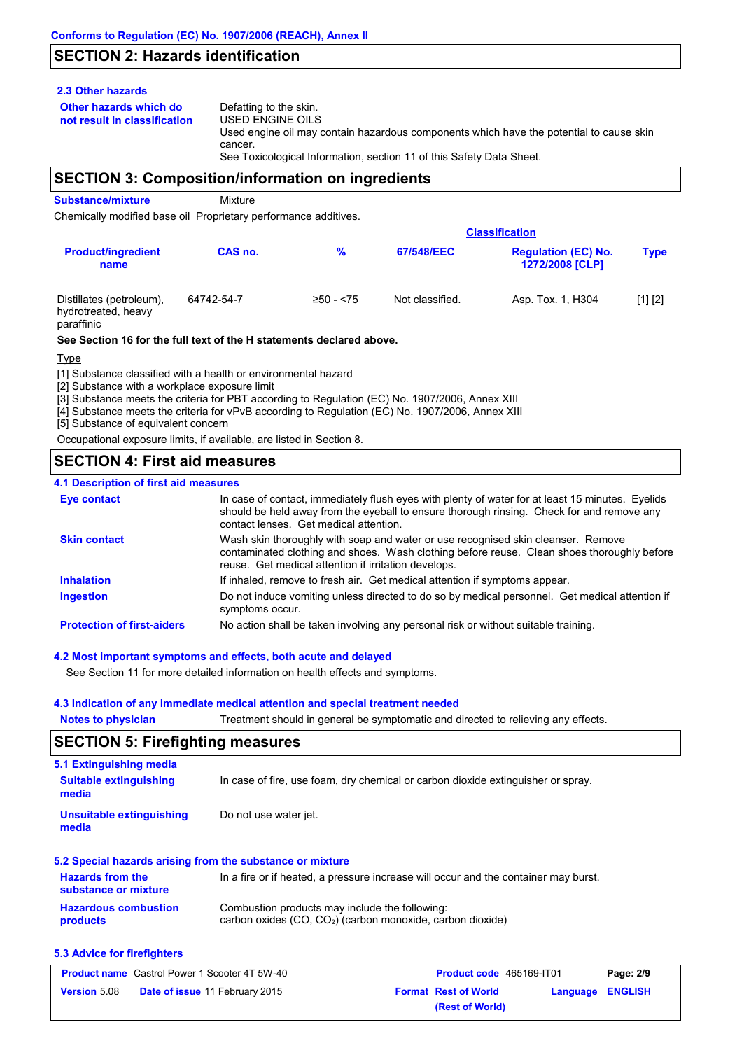Conforms to Regulation (EC) No. 1907/2006 (REACH), Annex II

## SECTION 2: Hazards identification

### 2.3 Other hazards

**Other hazards which do not result in classification**
Defatting to the skin.
USED ENGINE OILS
Used engine oil may contain hazardous components which have the potential to cause skin cancer.
See Toxicological Information, section 11 of this Safety Data Sheet.

## SECTION 3: Composition/information on ingredients

**Substance/mixture** Mixture

Chemically modified base oil Proprietary performance additives.

| Product/ingredient name | CAS no. | % | Classification: 67/548/EEC | Classification: Regulation (EC) No. 1272/2008 [CLP] | Type |
|---|---|---|---|---|---|
| Distillates (petroleum), hydrotreated, heavy paraffinic | 64742-54-7 | ≥50 - <75 | Not classified. | Asp. Tox. 1, H304 | [1] [2] |

**See Section 16 for the full text of the H statements declared above.**

Type

[1] Substance classified with a health or environmental hazard
[2] Substance with a workplace exposure limit
[3] Substance meets the criteria for PBT according to Regulation (EC) No. 1907/2006, Annex XIII
[4] Substance meets the criteria for vPvB according to Regulation (EC) No. 1907/2006, Annex XIII
[5] Substance of equivalent concern

Occupational exposure limits, if available, are listed in Section 8.

## SECTION 4: First aid measures

### 4.1 Description of first aid measures

**Eye contact**
In case of contact, immediately flush eyes with plenty of water for at least 15 minutes. Eyelids should be held away from the eyeball to ensure thorough rinsing. Check for and remove any contact lenses. Get medical attention.

**Skin contact**
Wash skin thoroughly with soap and water or use recognised skin cleanser. Remove contaminated clothing and shoes. Wash clothing before reuse. Clean shoes thoroughly before reuse. Get medical attention if irritation develops.

**Inhalation**
If inhaled, remove to fresh air. Get medical attention if symptoms appear.

**Ingestion**
Do not induce vomiting unless directed to do so by medical personnel. Get medical attention if symptoms occur.

**Protection of first-aiders**
No action shall be taken involving any personal risk or without suitable training.

### 4.2 Most important symptoms and effects, both acute and delayed

See Section 11 for more detailed information on health effects and symptoms.

### 4.3 Indication of any immediate medical attention and special treatment needed

**Notes to physician**
Treatment should in general be symptomatic and directed to relieving any effects.

## SECTION 5: Firefighting measures

### 5.1 Extinguishing media

**Suitable extinguishing media**
In case of fire, use foam, dry chemical or carbon dioxide extinguisher or spray.

**Unsuitable extinguishing media**
Do not use water jet.

### 5.2 Special hazards arising from the substance or mixture

**Hazards from the substance or mixture**
In a fire or if heated, a pressure increase will occur and the container may burst.

**Hazardous combustion products**
Combustion products may include the following:
carbon oxides (CO, $CO_2$) (carbon monoxide, carbon dioxide)

### 5.3 Advice for firefighters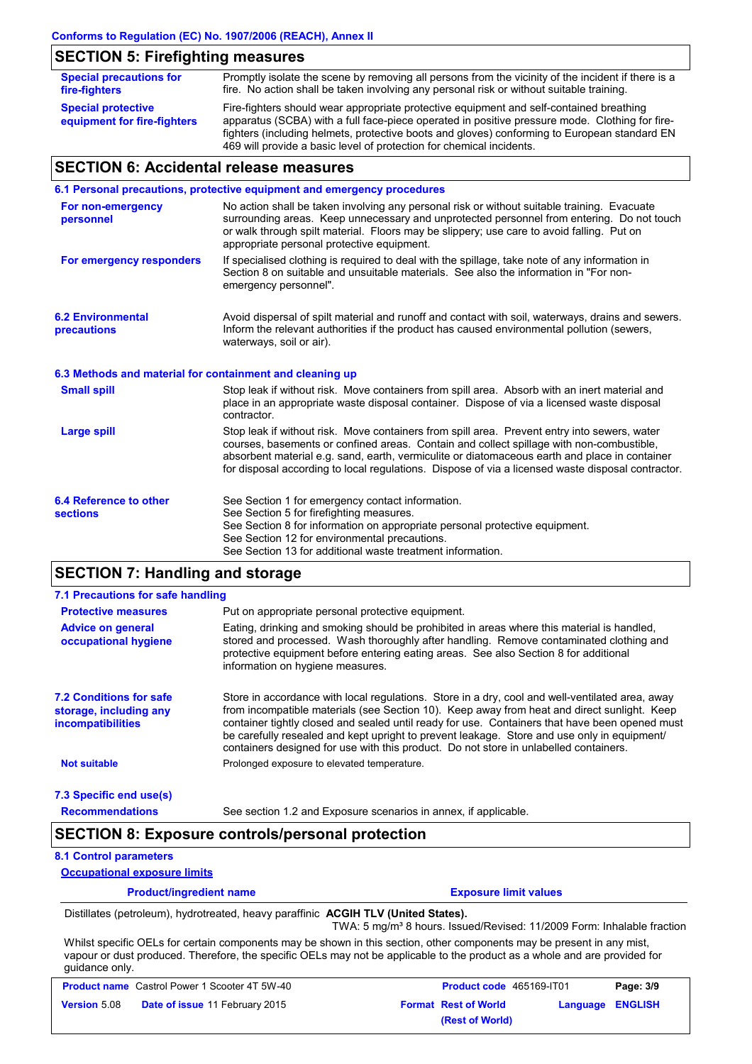## SECTION 5: Firefighting measures

**Special precautions for fire-fighters**
Promptly isolate the scene by removing all persons from the vicinity of the incident if there is a fire. No action shall be taken involving any personal risk or without suitable training.

**Special protective equipment for fire-fighters**
Fire-fighters should wear appropriate protective equipment and self-contained breathing apparatus (SCBA) with a full face-piece operated in positive pressure mode. Clothing for fire-fighters (including helmets, protective boots and gloves) conforming to European standard EN 469 will provide a basic level of protection for chemical incidents.

## SECTION 6: Accidental release measures

### 6.1 Personal precautions, protective equipment and emergency procedures

**For non-emergency personnel**
No action shall be taken involving any personal risk or without suitable training. Evacuate surrounding areas. Keep unnecessary and unprotected personnel from entering. Do not touch or walk through spilt material. Floors may be slippery; use care to avoid falling. Put on appropriate personal protective equipment.

**For emergency responders**
If specialised clothing is required to deal with the spillage, take note of any information in Section 8 on suitable and unsuitable materials. See also the information in "For non-emergency personnel".

### 6.2 Environmental precautions

Avoid dispersal of spilt material and runoff and contact with soil, waterways, drains and sewers. Inform the relevant authorities if the product has caused environmental pollution (sewers, waterways, soil or air).

### 6.3 Methods and material for containment and cleaning up

**Small spill**
Stop leak if without risk. Move containers from spill area. Absorb with an inert material and place in an appropriate waste disposal container. Dispose of via a licensed waste disposal contractor.

**Large spill**
Stop leak if without risk. Move containers from spill area. Prevent entry into sewers, water courses, basements or confined areas. Contain and collect spillage with non-combustible, absorbent material e.g. sand, earth, vermiculite or diatomaceous earth and place in container for disposal according to local regulations. Dispose of via a licensed waste disposal contractor.

### 6.4 Reference to other sections

See Section 1 for emergency contact information.
See Section 5 for firefighting measures.
See Section 8 for information on appropriate personal protective equipment.
See Section 12 for environmental precautions.
See Section 13 for additional waste treatment information.

## SECTION 7: Handling and storage

### 7.1 Precautions for safe handling

**Protective measures**
Put on appropriate personal protective equipment.

**Advice on general occupational hygiene**
Eating, drinking and smoking should be prohibited in areas where this material is handled, stored and processed. Wash thoroughly after handling. Remove contaminated clothing and protective equipment before entering eating areas. See also Section 8 for additional information on hygiene measures.

### 7.2 Conditions for safe storage, including any incompatibilities

Store in accordance with local regulations. Store in a dry, cool and well-ventilated area, away from incompatible materials (see Section 10). Keep away from heat and direct sunlight. Keep container tightly closed and sealed until ready for use. Containers that have been opened must be carefully resealed and kept upright to prevent leakage. Store and use only in equipment/ containers designed for use with this product. Do not store in unlabelled containers.

**Not suitable**
Prolonged exposure to elevated temperature.

### 7.3 Specific end use(s)

**Recommendations**
See section 1.2 and Exposure scenarios in annex, if applicable.

## SECTION 8: Exposure controls/personal protection

### 8.1 Control parameters

**Occupational exposure limits**

| Product/ingredient name | Exposure limit values |
|---|---|
| Distillates (petroleum), hydrotreated, heavy paraffinic | **ACGIH TLV (United States).** TWA: 5 mg/m³ 8 hours. Issued/Revised: 11/2009 Form: Inhalable fraction |

Whilst specific OELs for certain components may be shown in this section, other components may be present in any mist, vapour or dust produced. Therefore, the specific OELs may not be applicable to the product as a whole and are provided for guidance only.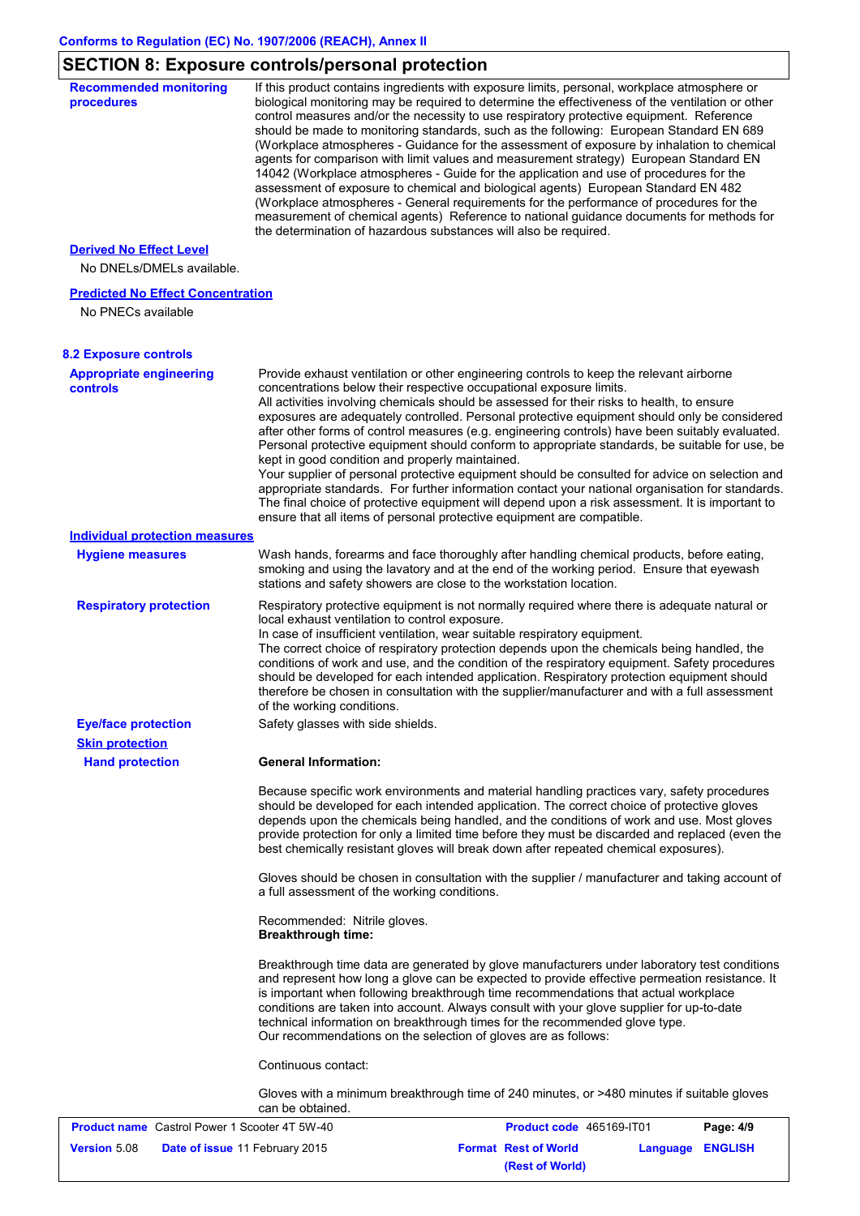## SECTION 8: Exposure controls/personal protection

**Recommended monitoring procedures**

If this product contains ingredients with exposure limits, personal, workplace atmosphere or biological monitoring may be required to determine the effectiveness of the ventilation or other control measures and/or the necessity to use respiratory protective equipment. Reference should be made to monitoring standards, such as the following: European Standard EN 689 (Workplace atmospheres - Guidance for the assessment of exposure by inhalation to chemical agents for comparison with limit values and measurement strategy) European Standard EN 14042 (Workplace atmospheres - Guide for the application and use of procedures for the assessment of exposure to chemical and biological agents) European Standard EN 482 (Workplace atmospheres - General requirements for the performance of procedures for the measurement of chemical agents) Reference to national guidance documents for methods for the determination of hazardous substances will also be required.

**Derived No Effect Level**

No DNELs/DMELs available.

**Predicted No Effect Concentration**

No PNECs available

### 8.2 Exposure controls

**Appropriate engineering controls**

Provide exhaust ventilation or other engineering controls to keep the relevant airborne concentrations below their respective occupational exposure limits.
All activities involving chemicals should be assessed for their risks to health, to ensure exposures are adequately controlled. Personal protective equipment should only be considered after other forms of control measures (e.g. engineering controls) have been suitably evaluated. Personal protective equipment should conform to appropriate standards, be suitable for use, be kept in good condition and properly maintained.
Your supplier of personal protective equipment should be consulted for advice on selection and appropriate standards. For further information contact your national organisation for standards. The final choice of protective equipment will depend upon a risk assessment. It is important to ensure that all items of personal protective equipment are compatible.

**Individual protection measures**

**Hygiene measures**

Wash hands, forearms and face thoroughly after handling chemical products, before eating, smoking and using the lavatory and at the end of the working period. Ensure that eyewash stations and safety showers are close to the workstation location.

**Respiratory protection**

Respiratory protective equipment is not normally required where there is adequate natural or local exhaust ventilation to control exposure.
In case of insufficient ventilation, wear suitable respiratory equipment.
The correct choice of respiratory protection depends upon the chemicals being handled, the conditions of work and use, and the condition of the respiratory equipment. Safety procedures should be developed for each intended application. Respiratory protection equipment should therefore be chosen in consultation with the supplier/manufacturer and with a full assessment of the working conditions.

**Eye/face protection**

Safety glasses with side shields.

**Skin protection**

**Hand protection**

**General Information:**

Because specific work environments and material handling practices vary, safety procedures should be developed for each intended application. The correct choice of protective gloves depends upon the chemicals being handled, and the conditions of work and use. Most gloves provide protection for only a limited time before they must be discarded and replaced (even the best chemically resistant gloves will break down after repeated chemical exposures).

Gloves should be chosen in consultation with the supplier / manufacturer and taking account of a full assessment of the working conditions.

Recommended: Nitrile gloves.
**Breakthrough time:**

Breakthrough time data are generated by glove manufacturers under laboratory test conditions and represent how long a glove can be expected to provide effective permeation resistance. It is important when following breakthrough time recommendations that actual workplace conditions are taken into account. Always consult with your glove supplier for up-to-date technical information on breakthrough times for the recommended glove type.
Our recommendations on the selection of gloves are as follows:

Continuous contact:

Gloves with a minimum breakthrough time of 240 minutes, or >480 minutes if suitable gloves can be obtained.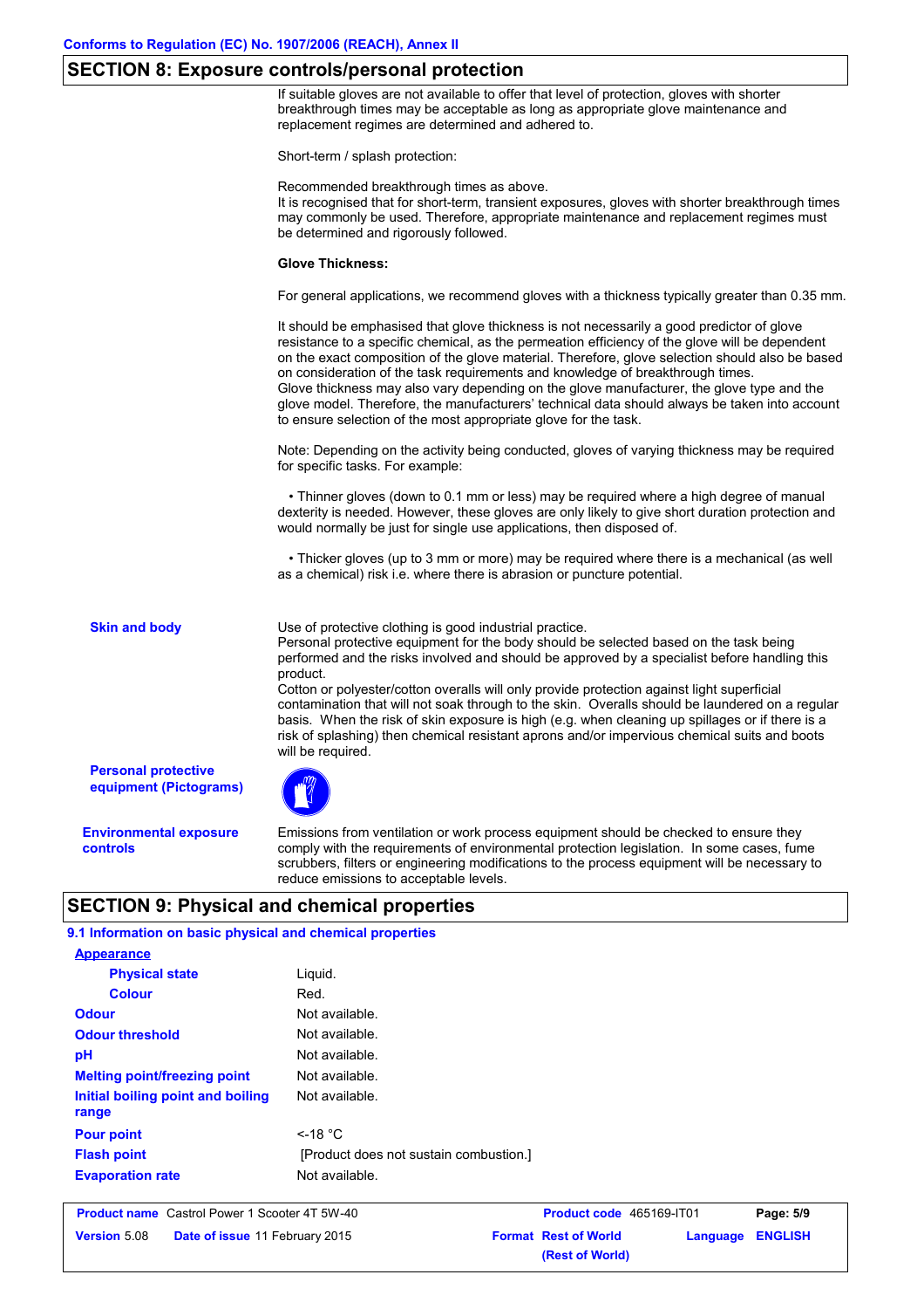Conforms to Regulation (EC) No. 1907/2006 (REACH), Annex II

## SECTION 8: Exposure controls/personal protection

If suitable gloves are not available to offer that level of protection, gloves with shorter breakthrough times may be acceptable as long as appropriate glove maintenance and replacement regimes are determined and adhered to.

Short-term / splash protection:

Recommended breakthrough times as above.
It is recognised that for short-term, transient exposures, gloves with shorter breakthrough times may commonly be used. Therefore, appropriate maintenance and replacement regimes must be determined and rigorously followed.

**Glove Thickness:**

For general applications, we recommend gloves with a thickness typically greater than 0.35 mm.

It should be emphasised that glove thickness is not necessarily a good predictor of glove resistance to a specific chemical, as the permeation efficiency of the glove will be dependent on the exact composition of the glove material. Therefore, glove selection should also be based on consideration of the task requirements and knowledge of breakthrough times.
Glove thickness may also vary depending on the glove manufacturer, the glove type and the glove model. Therefore, the manufacturers' technical data should always be taken into account to ensure selection of the most appropriate glove for the task.

Note: Depending on the activity being conducted, gloves of varying thickness may be required for specific tasks. For example:

- Thinner gloves (down to 0.1 mm or less) may be required where a high degree of manual dexterity is needed. However, these gloves are only likely to give short duration protection and would normally be just for single use applications, then disposed of.

- Thicker gloves (up to 3 mm or more) may be required where there is a mechanical (as well as a chemical) risk i.e. where there is abrasion or puncture potential.

**Skin and body**

Use of protective clothing is good industrial practice.
Personal protective equipment for the body should be selected based on the task being performed and the risks involved and should be approved by a specialist before handling this product.
Cotton or polyester/cotton overalls will only provide protection against light superficial contamination that will not soak through to the skin. Overalls should be laundered on a regular basis. When the risk of skin exposure is high (e.g. when cleaning up spillages or if there is a risk of splashing) then chemical resistant aprons and/or impervious chemical suits and boots will be required.

**Personal protective equipment (Pictograms)**

**Environmental exposure controls**

Emissions from ventilation or work process equipment should be checked to ensure they comply with the requirements of environmental protection legislation. In some cases, fume scrubbers, filters or engineering modifications to the process equipment will be necessary to reduce emissions to acceptable levels.

## SECTION 9: Physical and chemical properties

### 9.1 Information on basic physical and chemical properties

| | |
|---|---|
| **Appearance** | |
| **Physical state** | Liquid. |
| **Colour** | Red. |
| **Odour** | Not available. |
| **Odour threshold** | Not available. |
| **pH** | Not available. |
| **Melting point/freezing point** | Not available. |
| **Initial boiling point and boiling range** | Not available. |
| **Pour point** | <-18 °C |
| **Flash point** | [Product does not sustain combustion.] |
| **Evaporation rate** | Not available. |

| | | | |
|---|---|---|---|
| **Product name** Castrol Power 1 Scooter 4T 5W-40 | | **Product code** 465169-IT01 | |
| **Version** 5.08 | **Date of issue** 11 February 2015 | **Format** Rest of World (Rest of World) | **Language** ENGLISH |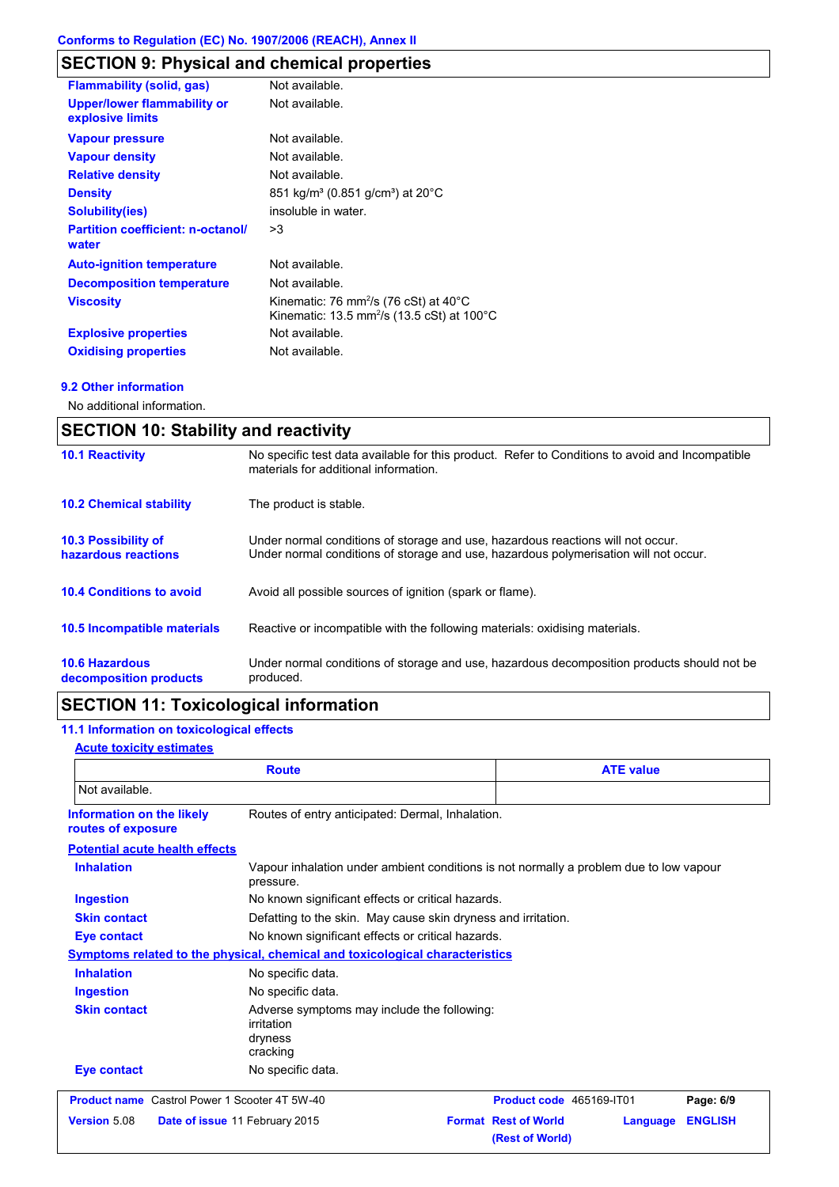## SECTION 9: Physical and chemical properties

| | |
|---|---|
| **Flammability (solid, gas)** | Not available. |
| **Upper/lower flammability or explosive limits** | Not available. |
| **Vapour pressure** | Not available. |
| **Vapour density** | Not available. |
| **Relative density** | Not available. |
| **Density** | 851 kg/m³ (0.851 g/cm³) at 20°C |
| **Solubility(ies)** | insoluble in water. |
| **Partition coefficient: n-octanol/ water** | >3 |
| **Auto-ignition temperature** | Not available. |
| **Decomposition temperature** | Not available. |
| **Viscosity** | Kinematic: 76 $mm^2/s$ (76 cSt) at 40°C<br>Kinematic: 13.5 $mm^2/s$ (13.5 cSt) at 100°C |
| **Explosive properties** | Not available. |
| **Oxidising properties** | Not available. |

### 9.2 Other information

No additional information.

## SECTION 10: Stability and reactivity

| | |
|---|---|
| **10.1 Reactivity** | No specific test data available for this product. Refer to Conditions to avoid and Incompatible materials for additional information. |
| **10.2 Chemical stability** | The product is stable. |
| **10.3 Possibility of hazardous reactions** | Under normal conditions of storage and use, hazardous reactions will not occur.<br>Under normal conditions of storage and use, hazardous polymerisation will not occur. |
| **10.4 Conditions to avoid** | Avoid all possible sources of ignition (spark or flame). |
| **10.5 Incompatible materials** | Reactive or incompatible with the following materials: oxidising materials. |
| **10.6 Hazardous decomposition products** | Under normal conditions of storage and use, hazardous decomposition products should not be produced. |

## SECTION 11: Toxicological information

### 11.1 Information on toxicological effects

**Acute toxicity estimates**

| Route | ATE value |
|---|---|
| Not available. | |

**Information on the likely routes of exposure**: Routes of entry anticipated: Dermal, Inhalation.

**Potential acute health effects**

| | |
|---|---|
| **Inhalation** | Vapour inhalation under ambient conditions is not normally a problem due to low vapour pressure. |
| **Ingestion** | No known significant effects or critical hazards. |
| **Skin contact** | Defatting to the skin. May cause skin dryness and irritation. |
| **Eye contact** | No known significant effects or critical hazards. |

**Symptoms related to the physical, chemical and toxicological characteristics**

| | |
|---|---|
| **Inhalation** | No specific data. |
| **Ingestion** | No specific data. |
| **Skin contact** | Adverse symptoms may include the following:<br>irritation<br>dryness<br>cracking |
| **Eye contact** | No specific data. |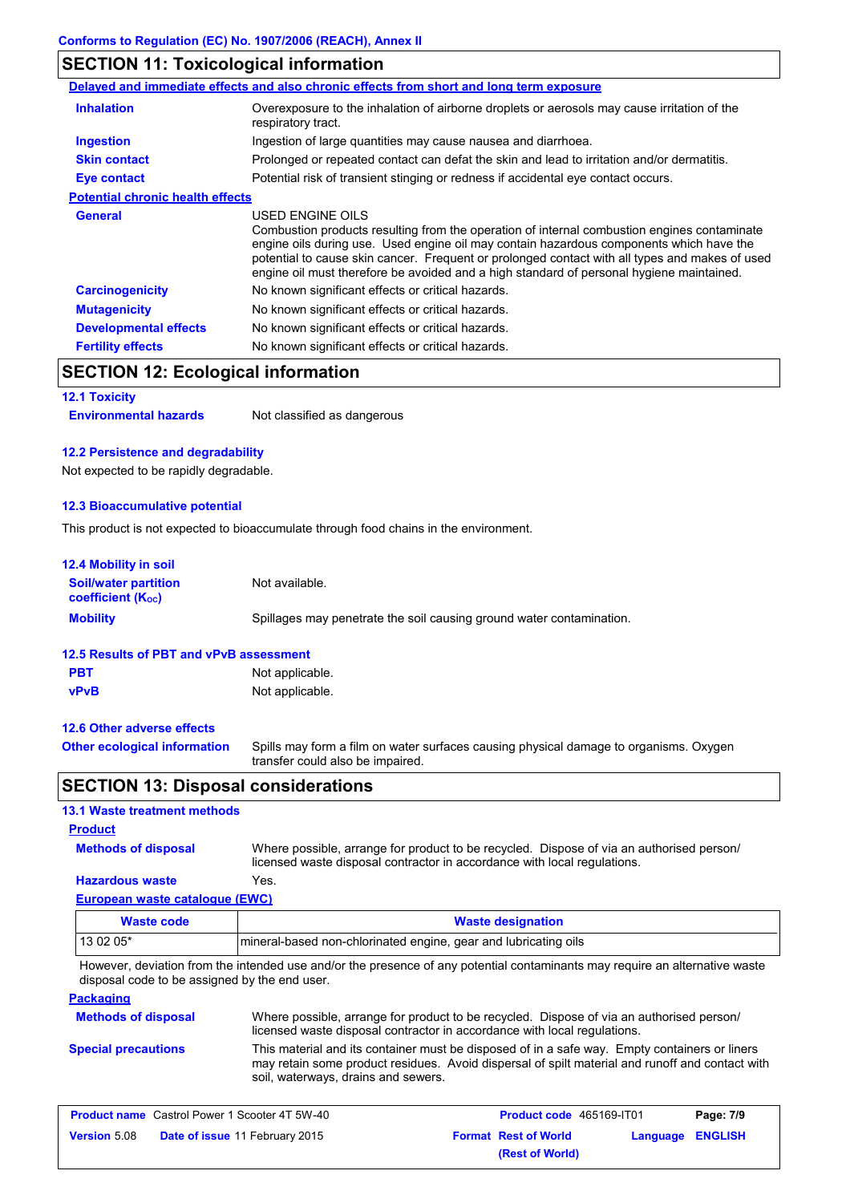## SECTION 11: Toxicological information

**Delayed and immediate effects and also chronic effects from short and long term exposure**

| | |
|---|---|
| **Inhalation** | Overexposure to the inhalation of airborne droplets or aerosols may cause irritation of the respiratory tract. |
| **Ingestion** | Ingestion of large quantities may cause nausea and diarrhoea. |
| **Skin contact** | Prolonged or repeated contact can defat the skin and lead to irritation and/or dermatitis. |
| **Eye contact** | Potential risk of transient stinging or redness if accidental eye contact occurs. |

**Potential chronic health effects**

| | |
|---|---|
| **General** | USED ENGINE OILS<br>Combustion products resulting from the operation of internal combustion engines contaminate engine oils during use. Used engine oil may contain hazardous components which have the potential to cause skin cancer. Frequent or prolonged contact with all types and makes of used engine oil must therefore be avoided and a high standard of personal hygiene maintained. |
| **Carcinogenicity** | No known significant effects or critical hazards. |
| **Mutagenicity** | No known significant effects or critical hazards. |
| **Developmental effects** | No known significant effects or critical hazards. |
| **Fertility effects** | No known significant effects or critical hazards. |

## SECTION 12: Ecological information

### 12.1 Toxicity

**Environmental hazards** Not classified as dangerous

### 12.2 Persistence and degradability

Not expected to be rapidly degradable.

### 12.3 Bioaccumulative potential

This product is not expected to bioaccumulate through food chains in the environment.

### 12.4 Mobility in soil

| | |
|---|---|
| **Soil/water partition coefficient ($K_{OC}$)** | Not available. |
| **Mobility** | Spillages may penetrate the soil causing ground water contamination. |

### 12.5 Results of PBT and vPvB assessment

| | |
|---|---|
| **PBT** | Not applicable. |
| **vPvB** | Not applicable. |

### 12.6 Other adverse effects

**Other ecological information** Spills may form a film on water surfaces causing physical damage to organisms. Oxygen transfer could also be impaired.

## SECTION 13: Disposal considerations

### 13.1 Waste treatment methods

**Product**

| | |
|---|---|
| **Methods of disposal** | Where possible, arrange for product to be recycled. Dispose of via an authorised person/ licensed waste disposal contractor in accordance with local regulations. |
| **Hazardous waste** | Yes. |

**European waste catalogue (EWC)**

| Waste code | Waste designation |
|---|---|
| 13 02 05* | mineral-based non-chlorinated engine, gear and lubricating oils |

However, deviation from the intended use and/or the presence of any potential contaminants may require an alternative waste disposal code to be assigned by the end user.

**Packaging**

| | |
|---|---|
| **Methods of disposal** | Where possible, arrange for product to be recycled. Dispose of via an authorised person/ licensed waste disposal contractor in accordance with local regulations. |
| **Special precautions** | This material and its container must be disposed of in a safe way. Empty containers or liners may retain some product residues. Avoid dispersal of spilt material and runoff and contact with soil, waterways, drains and sewers. |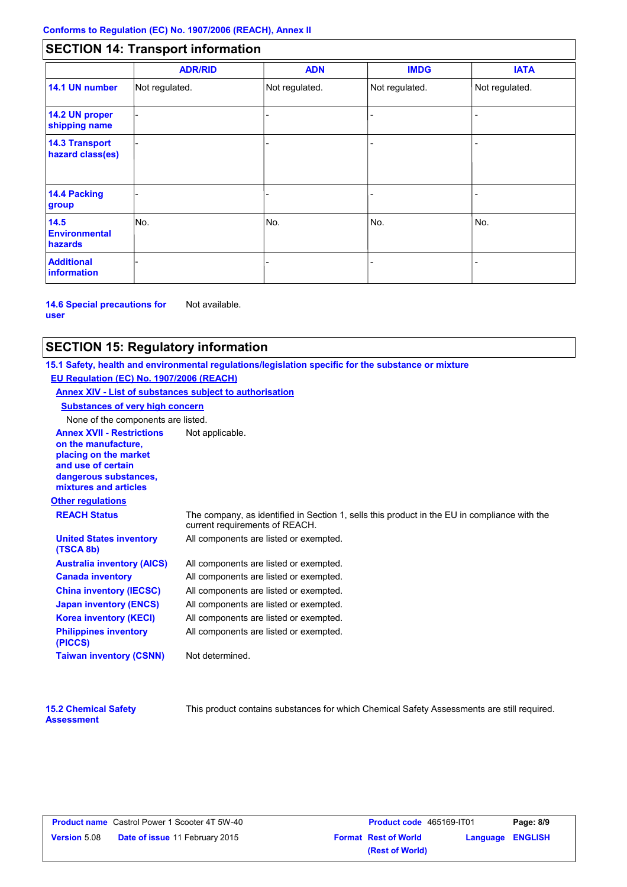## SECTION 14: Transport information

| | ADR/RID | ADN | IMDG | IATA |
|---|---|---|---|---|
| **14.1 UN number** | Not regulated. | Not regulated. | Not regulated. | Not regulated. |
| **14.2 UN proper shipping name** | - | - | - | - |
| **14.3 Transport hazard class(es)** | - | - | - | - |
| **14.4 Packing group** | - | - | - | - |
| **14.5 Environmental hazards** | No. | No. | No. | No. |
| **Additional information** | - | - | - | - |

**14.6 Special precautions for user** Not available.

## SECTION 15: Regulatory information

**15.1 Safety, health and environmental regulations/legislation specific for the substance or mixture**

**EU Regulation (EC) No. 1907/2006 (REACH)**

**Annex XIV - List of substances subject to authorisation**

**Substances of very high concern**

None of the components are listed.

**Annex XVII - Restrictions on the manufacture, placing on the market and use of certain dangerous substances, mixtures and articles** Not applicable.

**Other regulations**

| | |
|---|---|
| **REACH Status** | The company, as identified in Section 1, sells this product in the EU in compliance with the current requirements of REACH. |
| **United States inventory (TSCA 8b)** | All components are listed or exempted. |
| **Australia inventory (AICS)** | All components are listed or exempted. |
| **Canada inventory** | All components are listed or exempted. |
| **China inventory (IECSC)** | All components are listed or exempted. |
| **Japan inventory (ENCS)** | All components are listed or exempted. |
| **Korea inventory (KECI)** | All components are listed or exempted. |
| **Philippines inventory (PICCS)** | All components are listed or exempted. |
| **Taiwan inventory (CSNN)** | Not determined. |

**15.2 Chemical Safety Assessment** This product contains substances for which Chemical Safety Assessments are still required.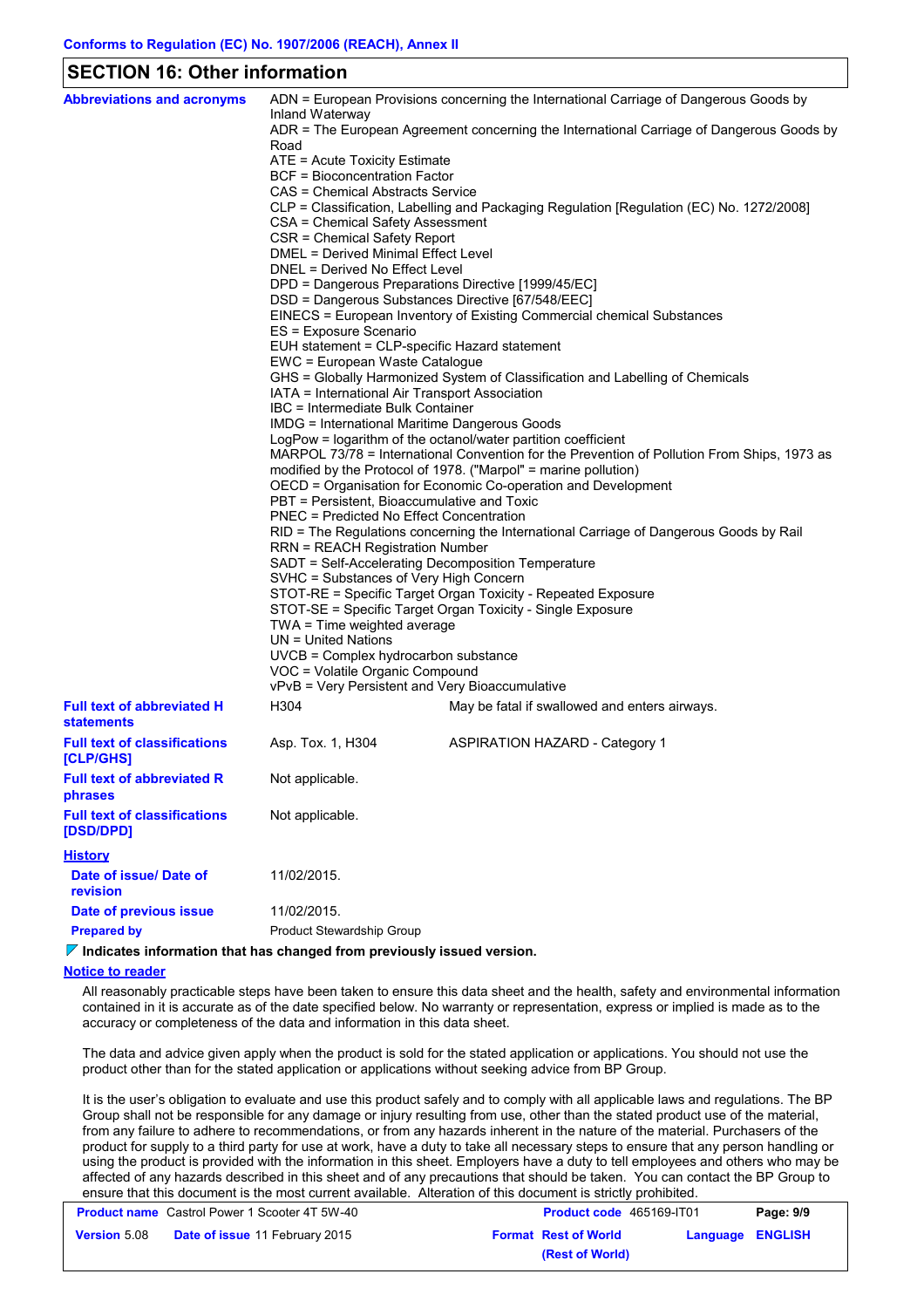Conforms to Regulation (EC) No. 1907/2006 (REACH), Annex II

## SECTION 16: Other information

**Abbreviations and acronyms**

ADN = European Provisions concerning the International Carriage of Dangerous Goods by Inland Waterway
ADR = The European Agreement concerning the International Carriage of Dangerous Goods by Road
ATE = Acute Toxicity Estimate
BCF = Bioconcentration Factor
CAS = Chemical Abstracts Service
CLP = Classification, Labelling and Packaging Regulation [Regulation (EC) No. 1272/2008]
CSA = Chemical Safety Assessment
CSR = Chemical Safety Report
DMEL = Derived Minimal Effect Level
DNEL = Derived No Effect Level
DPD = Dangerous Preparations Directive [1999/45/EC]
DSD = Dangerous Substances Directive [67/548/EEC]
EINECS = European Inventory of Existing Commercial chemical Substances
ES = Exposure Scenario
EUH statement = CLP-specific Hazard statement
EWC = European Waste Catalogue
GHS = Globally Harmonized System of Classification and Labelling of Chemicals
IATA = International Air Transport Association
IBC = Intermediate Bulk Container
IMDG = International Maritime Dangerous Goods
LogPow = logarithm of the octanol/water partition coefficient
MARPOL 73/78 = International Convention for the Prevention of Pollution From Ships, 1973 as modified by the Protocol of 1978. ("Marpol" = marine pollution)
OECD = Organisation for Economic Co-operation and Development
PBT = Persistent, Bioaccumulative and Toxic
PNEC = Predicted No Effect Concentration
RID = The Regulations concerning the International Carriage of Dangerous Goods by Rail
RRN = REACH Registration Number
SADT = Self-Accelerating Decomposition Temperature
SVHC = Substances of Very High Concern
STOT-RE = Specific Target Organ Toxicity - Repeated Exposure
STOT-SE = Specific Target Organ Toxicity - Single Exposure
TWA = Time weighted average
UN = United Nations
UVCB = Complex hydrocarbon substance
VOC = Volatile Organic Compound
vPvB = Very Persistent and Very Bioaccumulative

| | | |
|---|---|---|
| **Full text of abbreviated H statements** | H304 | May be fatal if swallowed and enters airways. |
| **Full text of classifications [CLP/GHS]** | Asp. Tox. 1, H304 | ASPIRATION HAZARD - Category 1 |
| **Full text of abbreviated R phrases** | Not applicable. | |
| **Full text of classifications [DSD/DPD]** | Not applicable. | |

**History**

| | |
|---|---|
| **Date of issue/ Date of revision** | 11/02/2015. |
| **Date of previous issue** | 11/02/2015. |
| **Prepared by** | Product Stewardship Group |

**Indicates information that has changed from previously issued version.**

**Notice to reader**

All reasonably practicable steps have been taken to ensure this data sheet and the health, safety and environmental information contained in it is accurate as of the date specified below. No warranty or representation, express or implied is made as to the accuracy or completeness of the data and information in this data sheet.

The data and advice given apply when the product is sold for the stated application or applications. You should not use the product other than for the stated application or applications without seeking advice from BP Group.

It is the user's obligation to evaluate and use this product safely and to comply with all applicable laws and regulations. The BP Group shall not be responsible for any damage or injury resulting from use, other than the stated product use of the material, from any failure to adhere to recommendations, or from any hazards inherent in the nature of the material. Purchasers of the product for supply to a third party for use at work, have a duty to take all necessary steps to ensure that any person handling or using the product is provided with the information in this sheet. Employers have a duty to tell employees and others who may be affected of any hazards described in this sheet and of any precautions that should be taken. You can contact the BP Group to ensure that this document is the most current available. Alteration of this document is strictly prohibited.

| | | | |
|---|---|---|---|
| **Product name** Castrol Power 1 Scooter 4T 5W-40 | | **Product code** 465169-IT01 | |
| **Version** 5.08 | **Date of issue** 11 February 2015 | **Format** Rest of World (Rest of World) | **Language** ENGLISH |